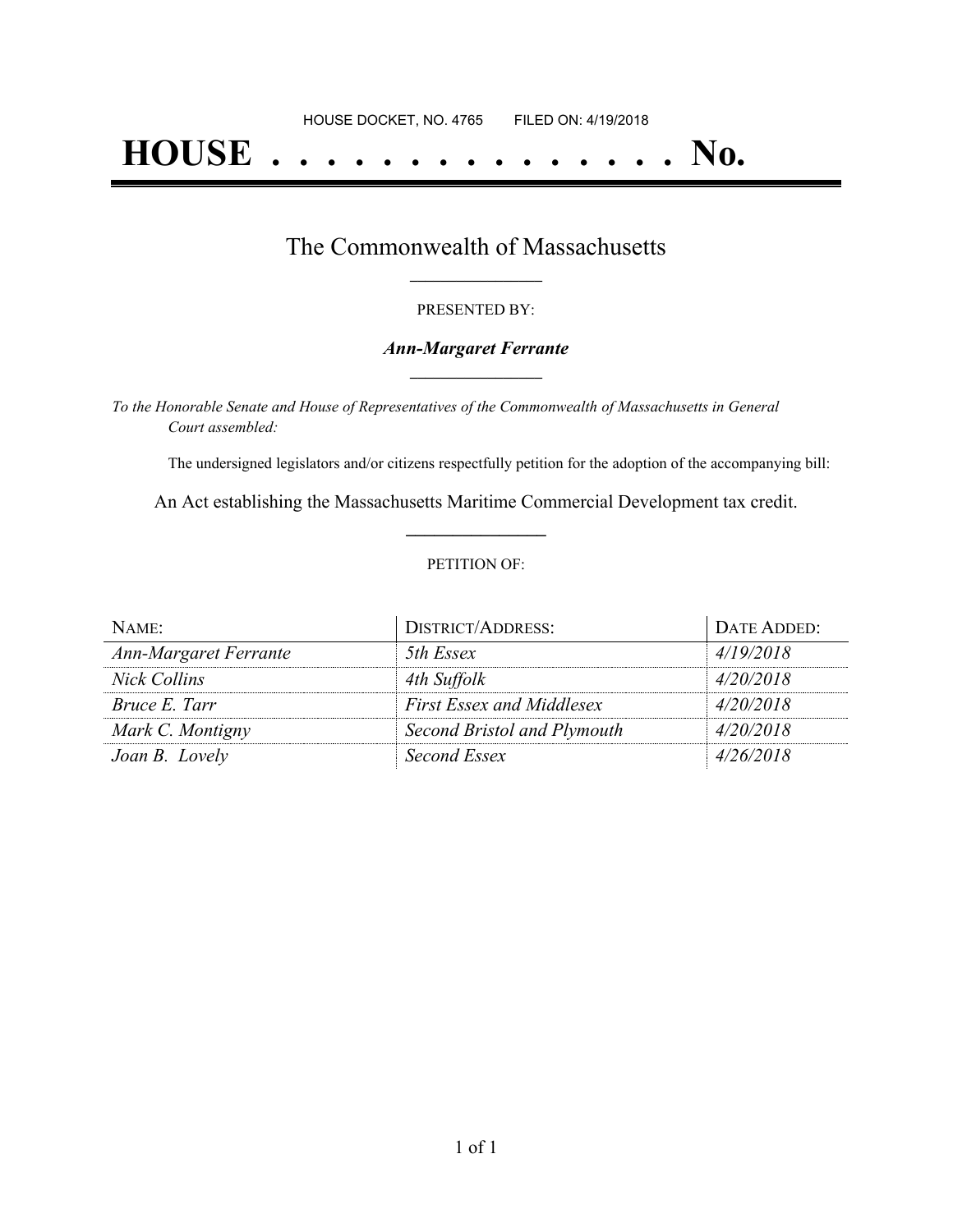HOUSE DOCKET, NO. 4765        FILED ON: 4/19/2018

# HOUSE . . . . . . . . . . . . . . . No.

## The Commonwealth of Massachusetts

PRESENTED BY:

***Ann-Margaret Ferrante***

*To the Honorable Senate and House of Representatives of the Commonwealth of Massachusetts in General Court assembled:*

The undersigned legislators and/or citizens respectfully petition for the adoption of the accompanying bill:

An Act establishing the Massachusetts Maritime Commercial Development tax credit.

PETITION OF:

| NAME: | DISTRICT/ADDRESS: | DATE ADDED: |
|---|---|---|
| *Ann-Margaret Ferrante* | *5th Essex* | *4/19/2018* |
| *Nick Collins* | *4th Suffolk* | *4/20/2018* |
| *Bruce E. Tarr* | *First Essex and Middlesex* | *4/20/2018* |
| *Mark C. Montigny* | *Second Bristol and Plymouth* | *4/20/2018* |
| *Joan B. Lovely* | *Second Essex* | *4/26/2018* |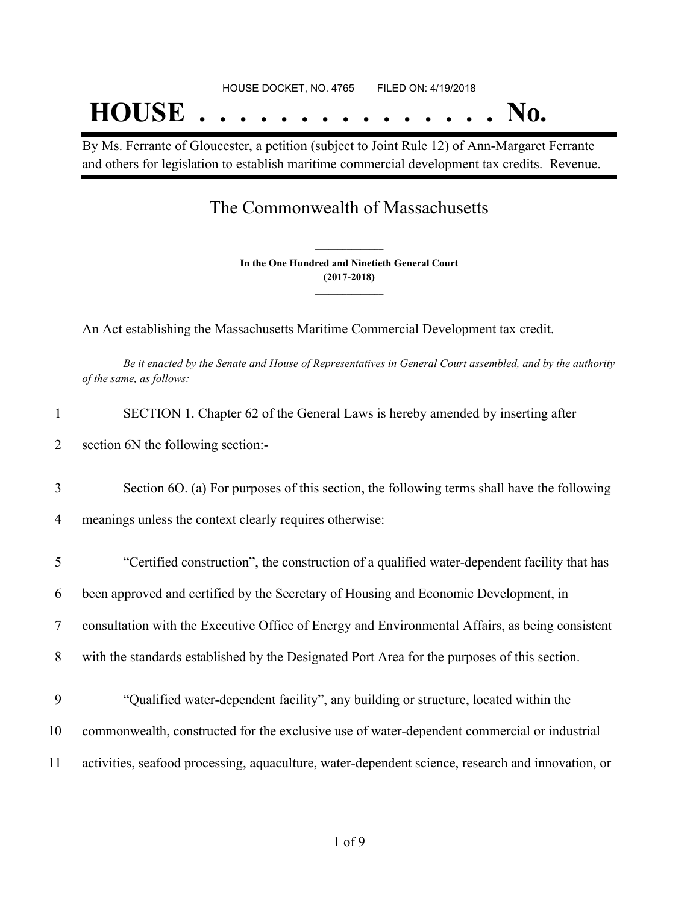HOUSE DOCKET, NO. 4765        FILED ON: 4/19/2018

# HOUSE . . . . . . . . . . . . . . . No.

By Ms. Ferrante of Gloucester, a petition (subject to Joint Rule 12) of Ann-Margaret Ferrante and others for legislation to establish maritime commercial development tax credits. Revenue.

## The Commonwealth of Massachusetts

**In the One Hundred and Ninetieth General Court**
**(2017-2018)**

An Act establishing the Massachusetts Maritime Commercial Development tax credit.

*Be it enacted by the Senate and House of Representatives in General Court assembled, and by the authority of the same, as follows:*

1 SECTION 1. Chapter 62 of the General Laws is hereby amended by inserting after
2 section 6N the following section:-

3 Section 6O. (a) For purposes of this section, the following terms shall have the following
4 meanings unless the context clearly requires otherwise:

5 "Certified construction", the construction of a qualified water-dependent facility that has
6 been approved and certified by the Secretary of Housing and Economic Development, in
7 consultation with the Executive Office of Energy and Environmental Affairs, as being consistent
8 with the standards established by the Designated Port Area for the purposes of this section.

9 "Qualified water-dependent facility", any building or structure, located within the
10 commonwealth, constructed for the exclusive use of water-dependent commercial or industrial
11 activities, seafood processing, aquaculture, water-dependent science, research and innovation, or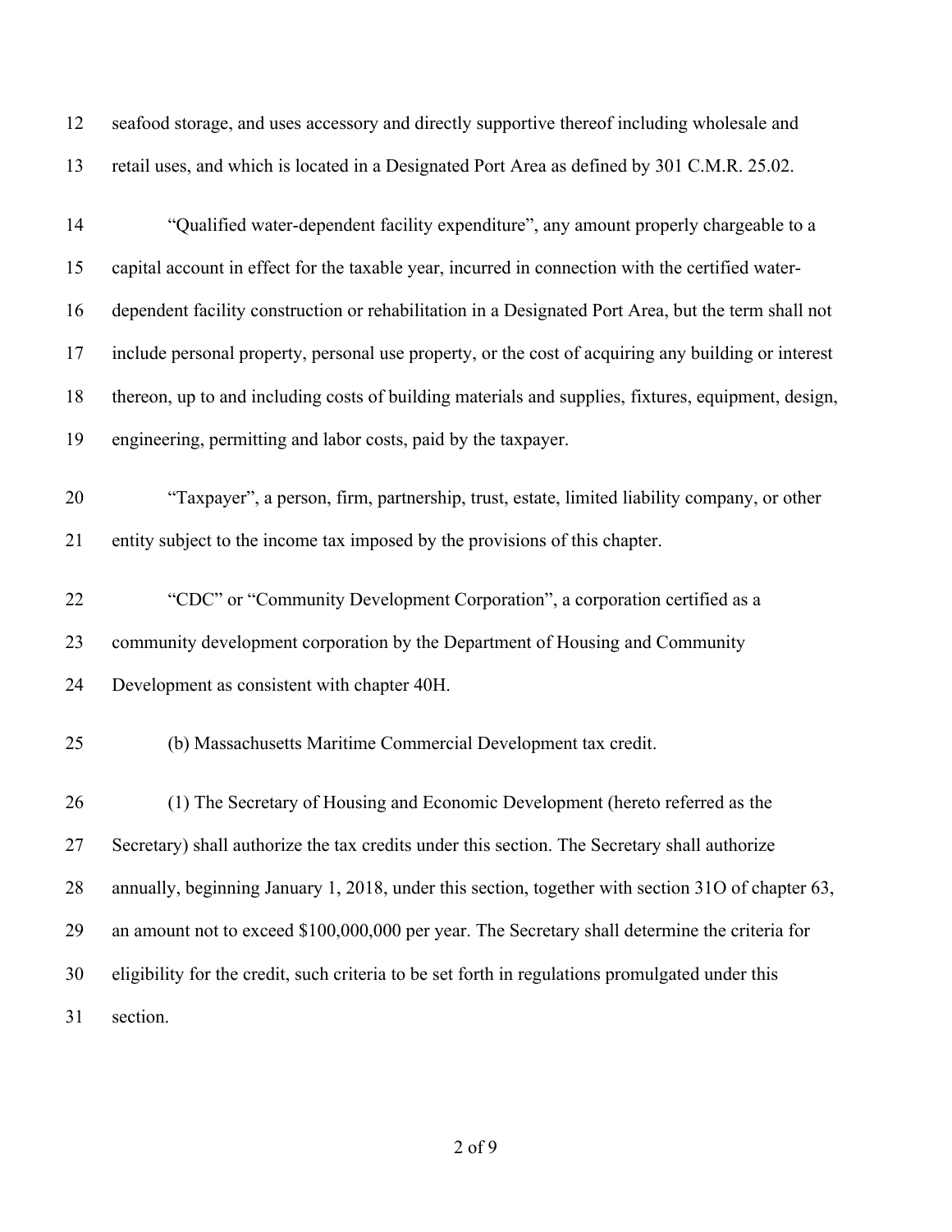seafood storage, and uses accessory and directly supportive thereof including wholesale and retail uses, and which is located in a Designated Port Area as defined by 301 C.M.R. 25.02.

"Qualified water-dependent facility expenditure", any amount properly chargeable to a capital account in effect for the taxable year, incurred in connection with the certified water-dependent facility construction or rehabilitation in a Designated Port Area, but the term shall not include personal property, personal use property, or the cost of acquiring any building or interest thereon, up to and including costs of building materials and supplies, fixtures, equipment, design, engineering, permitting and labor costs, paid by the taxpayer.

"Taxpayer", a person, firm, partnership, trust, estate, limited liability company, or other entity subject to the income tax imposed by the provisions of this chapter.

"CDC" or "Community Development Corporation", a corporation certified as a community development corporation by the Department of Housing and Community Development as consistent with chapter 40H.

(b) Massachusetts Maritime Commercial Development tax credit.

(1) The Secretary of Housing and Economic Development (hereto referred as the Secretary) shall authorize the tax credits under this section. The Secretary shall authorize annually, beginning January 1, 2018, under this section, together with section 31O of chapter 63, an amount not to exceed $100,000,000 per year. The Secretary shall determine the criteria for eligibility for the credit, such criteria to be set forth in regulations promulgated under this section.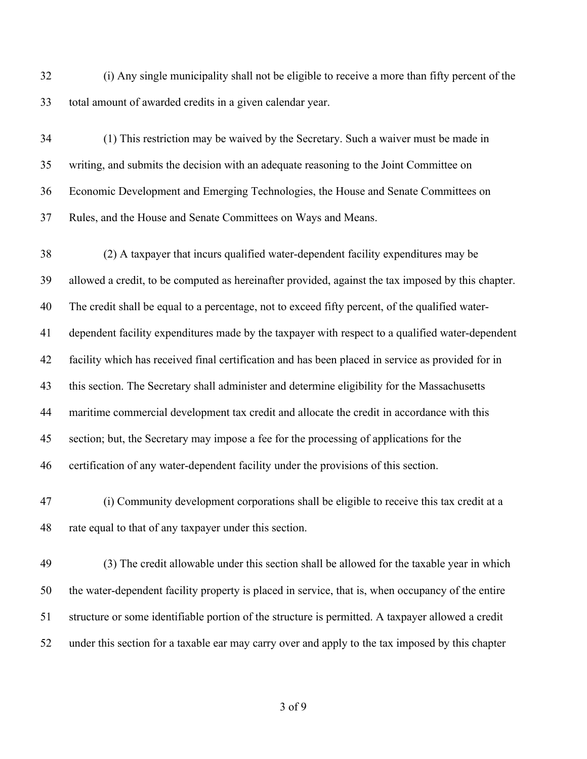(i) Any single municipality shall not be eligible to receive a more than fifty percent of the total amount of awarded credits in a given calendar year.

(1) This restriction may be waived by the Secretary. Such a waiver must be made in writing, and submits the decision with an adequate reasoning to the Joint Committee on Economic Development and Emerging Technologies, the House and Senate Committees on Rules, and the House and Senate Committees on Ways and Means.

(2) A taxpayer that incurs qualified water-dependent facility expenditures may be allowed a credit, to be computed as hereinafter provided, against the tax imposed by this chapter. The credit shall be equal to a percentage, not to exceed fifty percent, of the qualified water-dependent facility expenditures made by the taxpayer with respect to a qualified water-dependent facility which has received final certification and has been placed in service as provided for in this section. The Secretary shall administer and determine eligibility for the Massachusetts maritime commercial development tax credit and allocate the credit in accordance with this section; but, the Secretary may impose a fee for the processing of applications for the certification of any water-dependent facility under the provisions of this section.

(i) Community development corporations shall be eligible to receive this tax credit at a rate equal to that of any taxpayer under this section.

(3) The credit allowable under this section shall be allowed for the taxable year in which the water-dependent facility property is placed in service, that is, when occupancy of the entire structure or some identifiable portion of the structure is permitted. A taxpayer allowed a credit under this section for a taxable ear may carry over and apply to the tax imposed by this chapter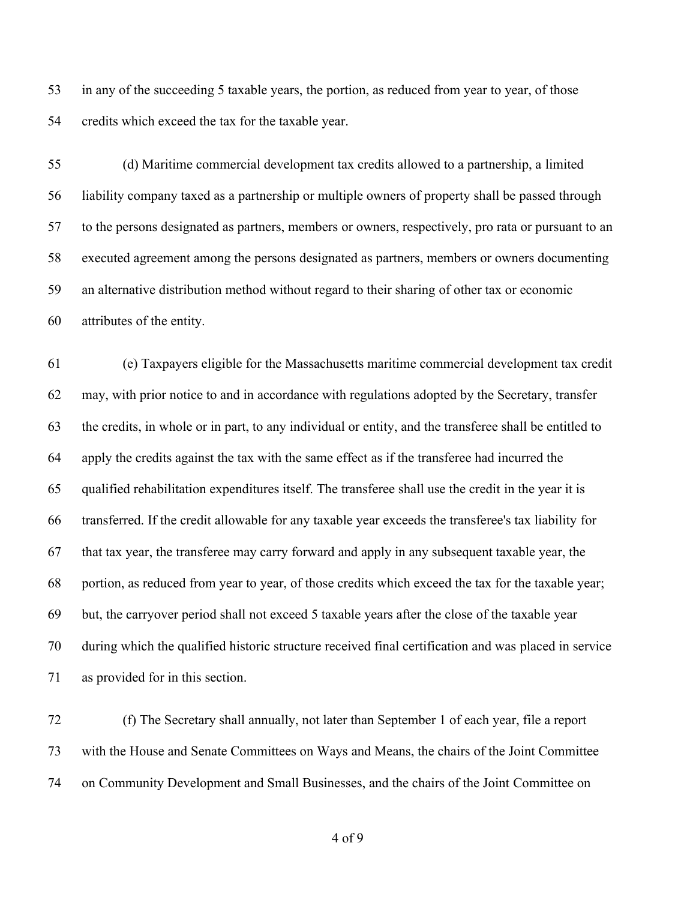in any of the succeeding 5 taxable years, the portion, as reduced from year to year, of those credits which exceed the tax for the taxable year.

(d) Maritime commercial development tax credits allowed to a partnership, a limited liability company taxed as a partnership or multiple owners of property shall be passed through to the persons designated as partners, members or owners, respectively, pro rata or pursuant to an executed agreement among the persons designated as partners, members or owners documenting an alternative distribution method without regard to their sharing of other tax or economic attributes of the entity.

(e) Taxpayers eligible for the Massachusetts maritime commercial development tax credit may, with prior notice to and in accordance with regulations adopted by the Secretary, transfer the credits, in whole or in part, to any individual or entity, and the transferee shall be entitled to apply the credits against the tax with the same effect as if the transferee had incurred the qualified rehabilitation expenditures itself. The transferee shall use the credit in the year it is transferred. If the credit allowable for any taxable year exceeds the transferee's tax liability for that tax year, the transferee may carry forward and apply in any subsequent taxable year, the portion, as reduced from year to year, of those credits which exceed the tax for the taxable year; but, the carryover period shall not exceed 5 taxable years after the close of the taxable year during which the qualified historic structure received final certification and was placed in service as provided for in this section.

(f) The Secretary shall annually, not later than September 1 of each year, file a report with the House and Senate Committees on Ways and Means, the chairs of the Joint Committee on Community Development and Small Businesses, and the chairs of the Joint Committee on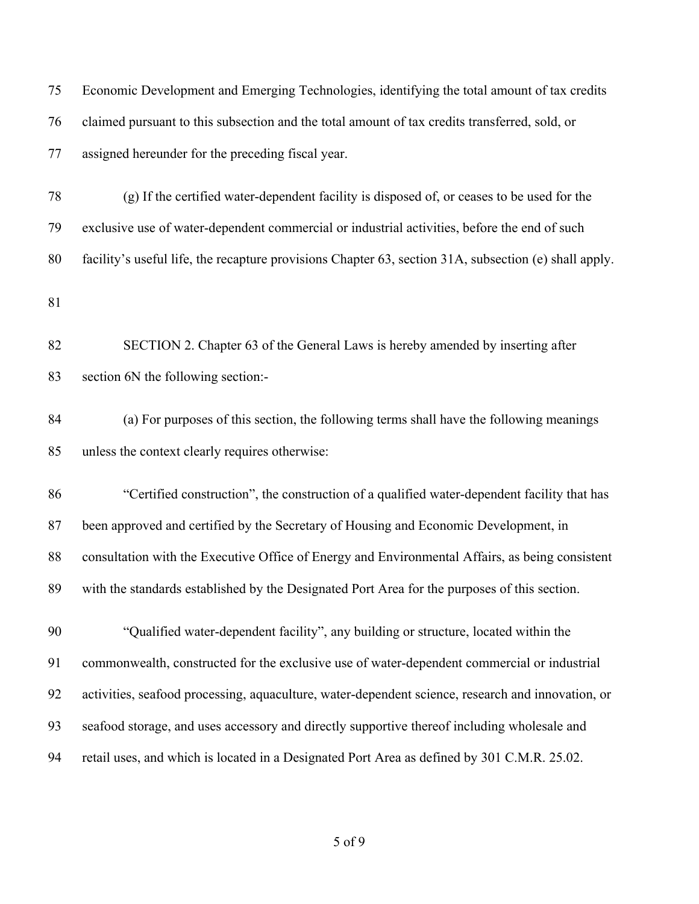Economic Development and Emerging Technologies, identifying the total amount of tax credits claimed pursuant to this subsection and the total amount of tax credits transferred, sold, or assigned hereunder for the preceding fiscal year.

(g) If the certified water-dependent facility is disposed of, or ceases to be used for the exclusive use of water-dependent commercial or industrial activities, before the end of such facility's useful life, the recapture provisions Chapter 63, section 31A, subsection (e) shall apply.

SECTION 2. Chapter 63 of the General Laws is hereby amended by inserting after section 6N the following section:-

(a) For purposes of this section, the following terms shall have the following meanings unless the context clearly requires otherwise:

"Certified construction", the construction of a qualified water-dependent facility that has been approved and certified by the Secretary of Housing and Economic Development, in consultation with the Executive Office of Energy and Environmental Affairs, as being consistent with the standards established by the Designated Port Area for the purposes of this section.

"Qualified water-dependent facility", any building or structure, located within the commonwealth, constructed for the exclusive use of water-dependent commercial or industrial activities, seafood processing, aquaculture, water-dependent science, research and innovation, or seafood storage, and uses accessory and directly supportive thereof including wholesale and retail uses, and which is located in a Designated Port Area as defined by 301 C.M.R. 25.02.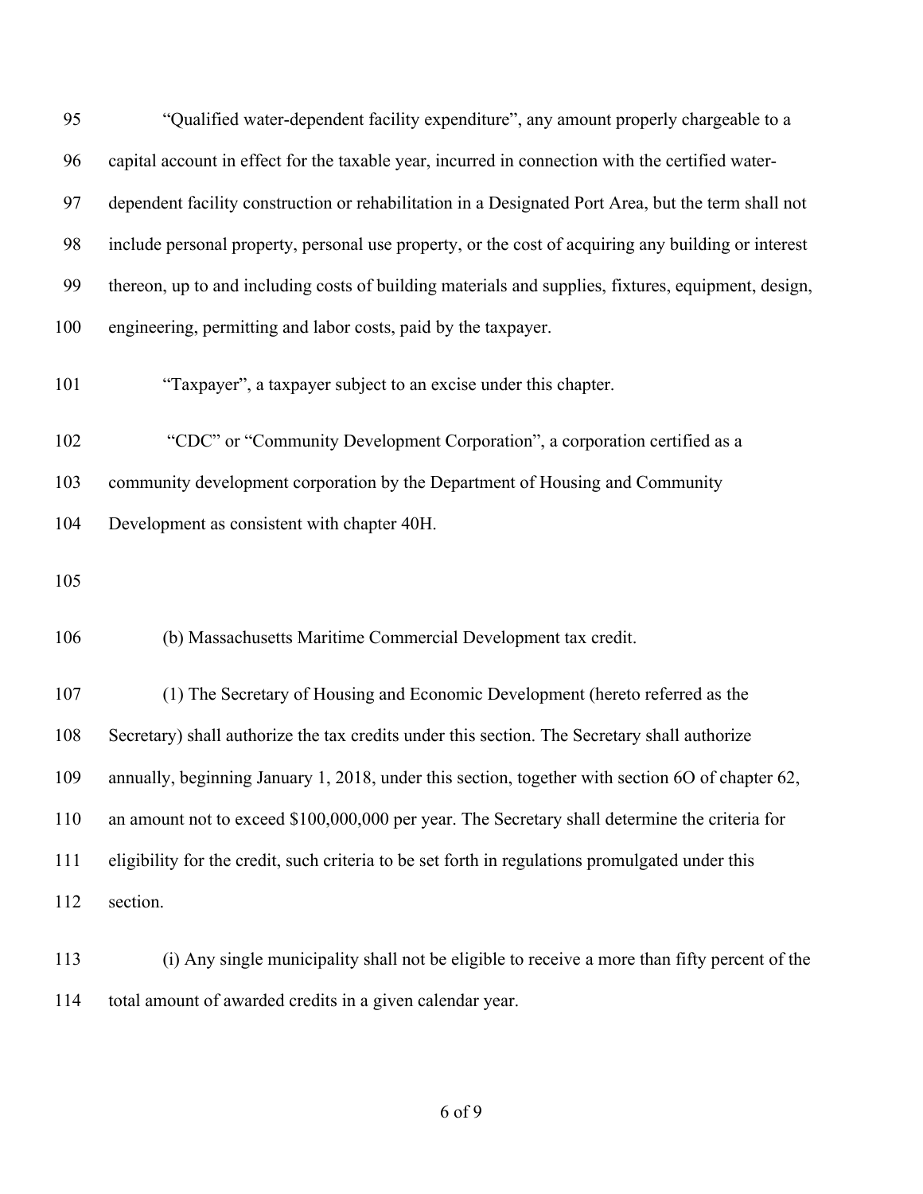95 "Qualified water-dependent facility expenditure", any amount properly chargeable to a
96 capital account in effect for the taxable year, incurred in connection with the certified water-
97 dependent facility construction or rehabilitation in a Designated Port Area, but the term shall not
98 include personal property, personal use property, or the cost of acquiring any building or interest
99 thereon, up to and including costs of building materials and supplies, fixtures, equipment, design,
100 engineering, permitting and labor costs, paid by the taxpayer.

101 "Taxpayer", a taxpayer subject to an excise under this chapter.

102 "CDC" or "Community Development Corporation", a corporation certified as a
103 community development corporation by the Department of Housing and Community
104 Development as consistent with chapter 40H.

105

106 (b) Massachusetts Maritime Commercial Development tax credit.

107 (1) The Secretary of Housing and Economic Development (hereto referred as the
108 Secretary) shall authorize the tax credits under this section. The Secretary shall authorize
109 annually, beginning January 1, 2018, under this section, together with section 6O of chapter 62,
110 an amount not to exceed $100,000,000 per year. The Secretary shall determine the criteria for
111 eligibility for the credit, such criteria to be set forth in regulations promulgated under this
112 section.

113 (i) Any single municipality shall not be eligible to receive a more than fifty percent of the
114 total amount of awarded credits in a given calendar year.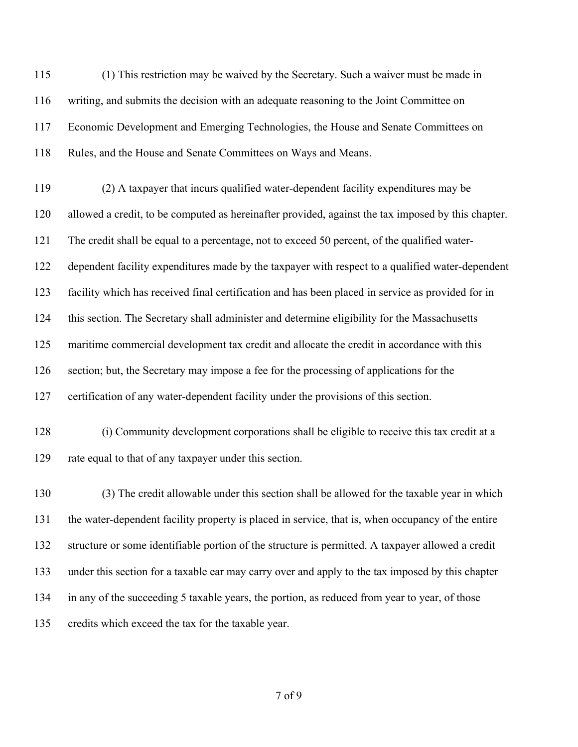(1) This restriction may be waived by the Secretary. Such a waiver must be made in writing, and submits the decision with an adequate reasoning to the Joint Committee on Economic Development and Emerging Technologies, the House and Senate Committees on Rules, and the House and Senate Committees on Ways and Means.

(2) A taxpayer that incurs qualified water-dependent facility expenditures may be allowed a credit, to be computed as hereinafter provided, against the tax imposed by this chapter. The credit shall be equal to a percentage, not to exceed 50 percent, of the qualified water-dependent facility expenditures made by the taxpayer with respect to a qualified water-dependent facility which has received final certification and has been placed in service as provided for in this section. The Secretary shall administer and determine eligibility for the Massachusetts maritime commercial development tax credit and allocate the credit in accordance with this section; but, the Secretary may impose a fee for the processing of applications for the certification of any water-dependent facility under the provisions of this section.

(i) Community development corporations shall be eligible to receive this tax credit at a rate equal to that of any taxpayer under this section.

(3) The credit allowable under this section shall be allowed for the taxable year in which the water-dependent facility property is placed in service, that is, when occupancy of the entire structure or some identifiable portion of the structure is permitted. A taxpayer allowed a credit under this section for a taxable ear may carry over and apply to the tax imposed by this chapter in any of the succeeding 5 taxable years, the portion, as reduced from year to year, of those credits which exceed the tax for the taxable year.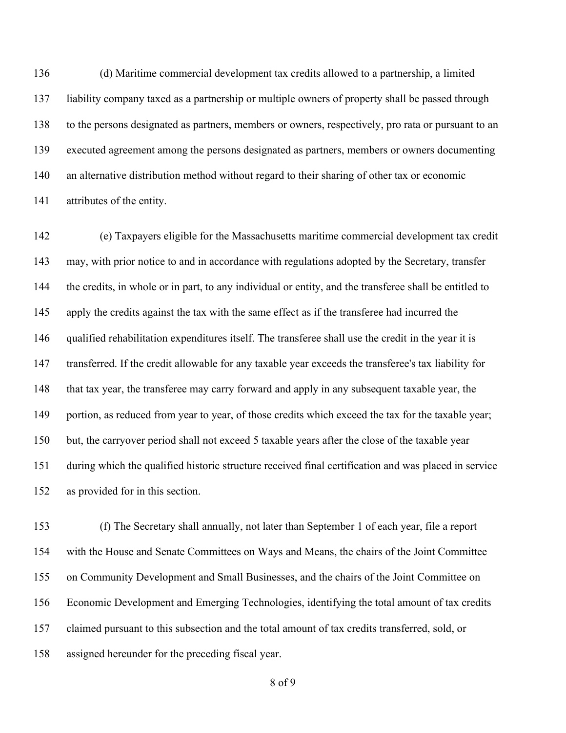(d) Maritime commercial development tax credits allowed to a partnership, a limited liability company taxed as a partnership or multiple owners of property shall be passed through to the persons designated as partners, members or owners, respectively, pro rata or pursuant to an executed agreement among the persons designated as partners, members or owners documenting an alternative distribution method without regard to their sharing of other tax or economic attributes of the entity.

(e) Taxpayers eligible for the Massachusetts maritime commercial development tax credit may, with prior notice to and in accordance with regulations adopted by the Secretary, transfer the credits, in whole or in part, to any individual or entity, and the transferee shall be entitled to apply the credits against the tax with the same effect as if the transferee had incurred the qualified rehabilitation expenditures itself. The transferee shall use the credit in the year it is transferred. If the credit allowable for any taxable year exceeds the transferee's tax liability for that tax year, the transferee may carry forward and apply in any subsequent taxable year, the portion, as reduced from year to year, of those credits which exceed the tax for the taxable year; but, the carryover period shall not exceed 5 taxable years after the close of the taxable year during which the qualified historic structure received final certification and was placed in service as provided for in this section.

(f) The Secretary shall annually, not later than September 1 of each year, file a report with the House and Senate Committees on Ways and Means, the chairs of the Joint Committee on Community Development and Small Businesses, and the chairs of the Joint Committee on Economic Development and Emerging Technologies, identifying the total amount of tax credits claimed pursuant to this subsection and the total amount of tax credits transferred, sold, or assigned hereunder for the preceding fiscal year.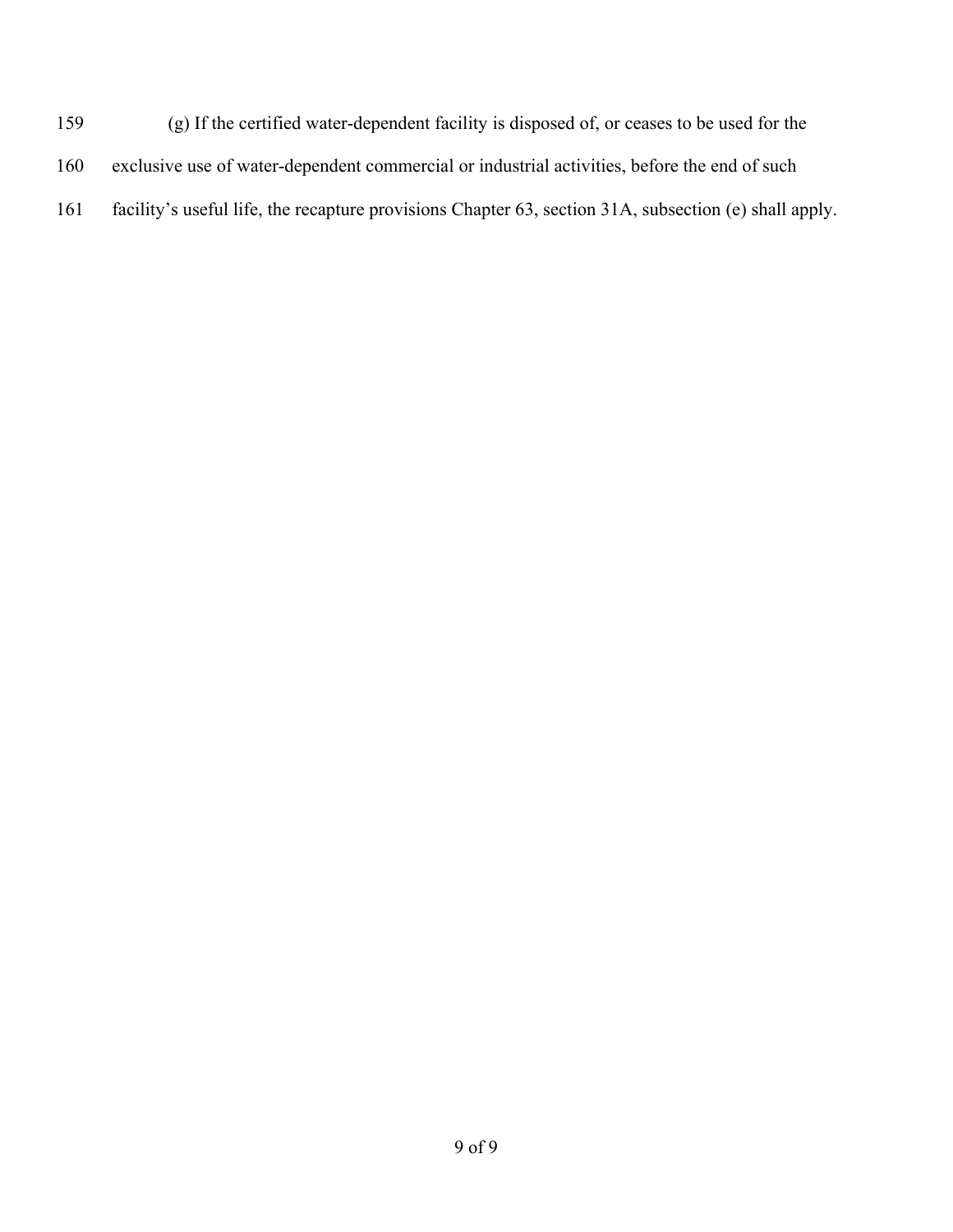(g) If the certified water-dependent facility is disposed of, or ceases to be used for the exclusive use of water-dependent commercial or industrial activities, before the end of such facility's useful life, the recapture provisions Chapter 63, section 31A, subsection (e) shall apply.